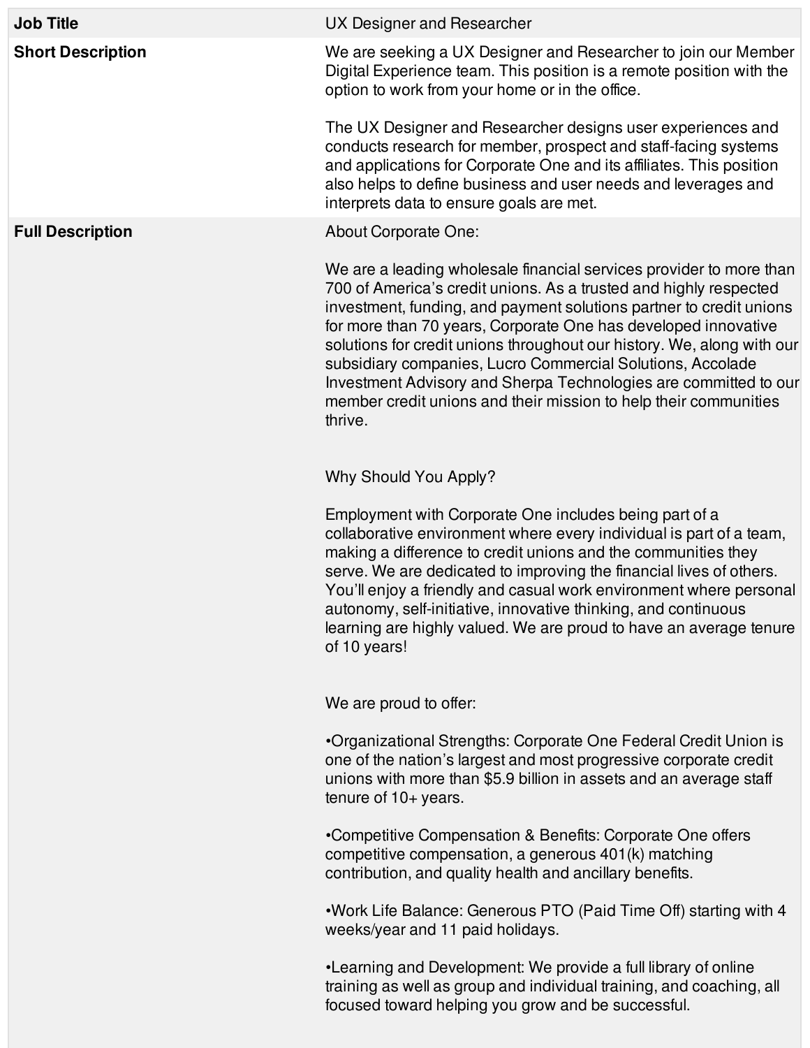| Job Title | UX Designer and Researcher |
| --- | --- |
| Short Description | We are seeking a UX Designer and Researcher to join our Member Digital Experience team. This position is a remote position with the option to work from your home or in the office.<br><br>The UX Designer and Researcher designs user experiences and conducts research for member, prospect and staff-facing systems and applications for Corporate One and its affiliates. This position also helps to define business and user needs and leverages and interprets data to ensure goals are met. |
| Full Description | About Corporate One:<br><br>We are a leading wholesale financial services provider to more than 700 of America's credit unions. As a trusted and highly respected investment, funding, and payment solutions partner to credit unions for more than 70 years, Corporate One has developed innovative solutions for credit unions throughout our history. We, along with our subsidiary companies, Lucro Commercial Solutions, Accolade Investment Advisory and Sherpa Technologies are committed to our member credit unions and their mission to help their communities thrive.<br><br>Why Should You Apply?<br><br>Employment with Corporate One includes being part of a collaborative environment where every individual is part of a team, making a difference to credit unions and the communities they serve. We are dedicated to improving the financial lives of others. You'll enjoy a friendly and casual work environment where personal autonomy, self-initiative, innovative thinking, and continuous learning are highly valued. We are proud to have an average tenure of 10 years!<br><br>We are proud to offer:<br><br>•Organizational Strengths: Corporate One Federal Credit Union is one of the nation's largest and most progressive corporate credit unions with more than $5.9 billion in assets and an average staff tenure of 10+ years.<br><br>•Competitive Compensation & Benefits: Corporate One offers competitive compensation, a generous 401(k) matching contribution, and quality health and ancillary benefits.<br><br>•Work Life Balance: Generous PTO (Paid Time Off) starting with 4 weeks/year and 11 paid holidays.<br><br>•Learning and Development: We provide a full library of online training as well as group and individual training, and coaching, all focused toward helping you grow and be successful. |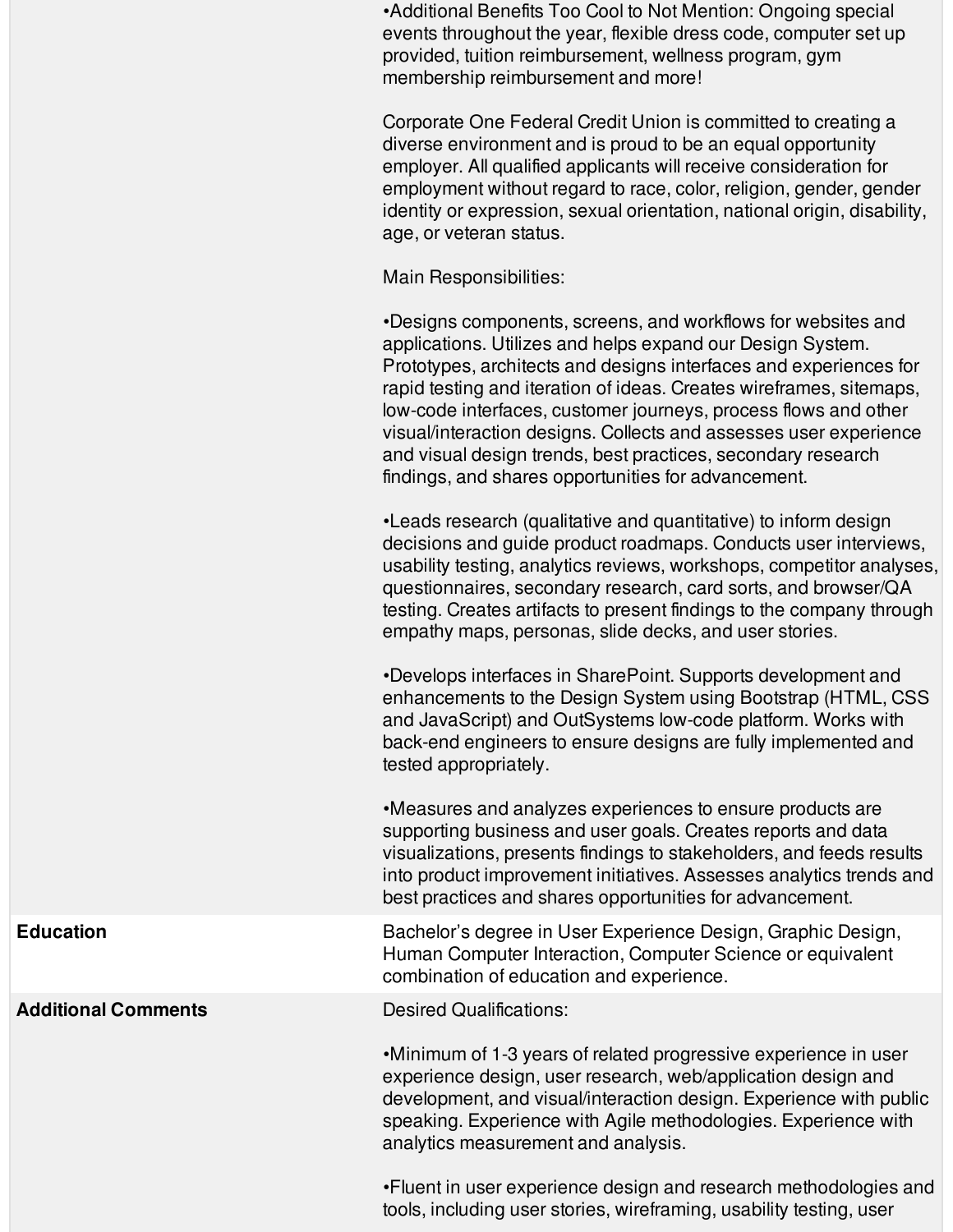| | |
|---|---|
| | •Additional Benefits Too Cool to Not Mention: Ongoing special events throughout the year, flexible dress code, computer set up provided, tuition reimbursement, wellness program, gym membership reimbursement and more!<br><br>Corporate One Federal Credit Union is committed to creating a diverse environment and is proud to be an equal opportunity employer. All qualified applicants will receive consideration for employment without regard to race, color, religion, gender, gender identity or expression, sexual orientation, national origin, disability, age, or veteran status.<br><br>Main Responsibilities:<br><br>•Designs components, screens, and workflows for websites and applications. Utilizes and helps expand our Design System. Prototypes, architects and designs interfaces and experiences for rapid testing and iteration of ideas. Creates wireframes, sitemaps, low-code interfaces, customer journeys, process flows and other visual/interaction designs. Collects and assesses user experience and visual design trends, best practices, secondary research findings, and shares opportunities for advancement.<br><br>•Leads research (qualitative and quantitative) to inform design decisions and guide product roadmaps. Conducts user interviews, usability testing, analytics reviews, workshops, competitor analyses, questionnaires, secondary research, card sorts, and browser/QA testing. Creates artifacts to present findings to the company through empathy maps, personas, slide decks, and user stories.<br><br>•Develops interfaces in SharePoint. Supports development and enhancements to the Design System using Bootstrap (HTML, CSS and JavaScript) and OutSystems low-code platform. Works with back-end engineers to ensure designs are fully implemented and tested appropriately.<br><br>•Measures and analyzes experiences to ensure products are supporting business and user goals. Creates reports and data visualizations, presents findings to stakeholders, and feeds results into product improvement initiatives. Assesses analytics trends and best practices and shares opportunities for advancement. |
| **Education** | Bachelor's degree in User Experience Design, Graphic Design, Human Computer Interaction, Computer Science or equivalent combination of education and experience. |
| **Additional Comments** | Desired Qualifications:<br><br>•Minimum of 1-3 years of related progressive experience in user experience design, user research, web/application design and development, and visual/interaction design. Experience with public speaking. Experience with Agile methodologies. Experience with analytics measurement and analysis.<br><br>•Fluent in user experience design and research methodologies and tools, including user stories, wireframing, usability testing, user |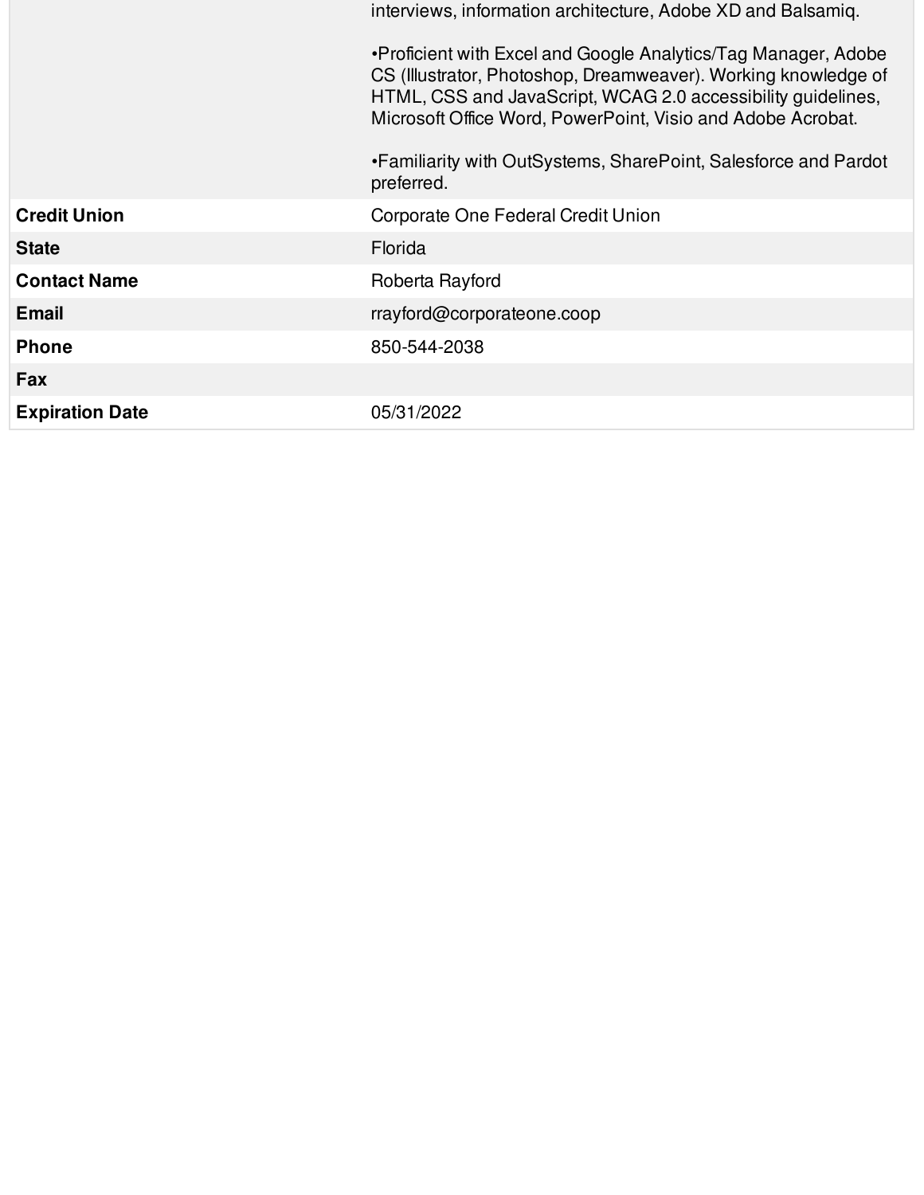| | |
|---|---|
| | interviews, information architecture, Adobe XD and Balsamiq.<br><br>•Proficient with Excel and Google Analytics/Tag Manager, Adobe CS (Illustrator, Photoshop, Dreamweaver). Working knowledge of HTML, CSS and JavaScript, WCAG 2.0 accessibility guidelines, Microsoft Office Word, PowerPoint, Visio and Adobe Acrobat.<br><br>•Familiarity with OutSystems, SharePoint, Salesforce and Pardot preferred. |
| **Credit Union** | Corporate One Federal Credit Union |
| **State** | Florida |
| **Contact Name** | Roberta Rayford |
| **Email** | rrayford@corporateone.coop |
| **Phone** | 850-544-2038 |
| **Fax** | |
| **Expiration Date** | 05/31/2022 |